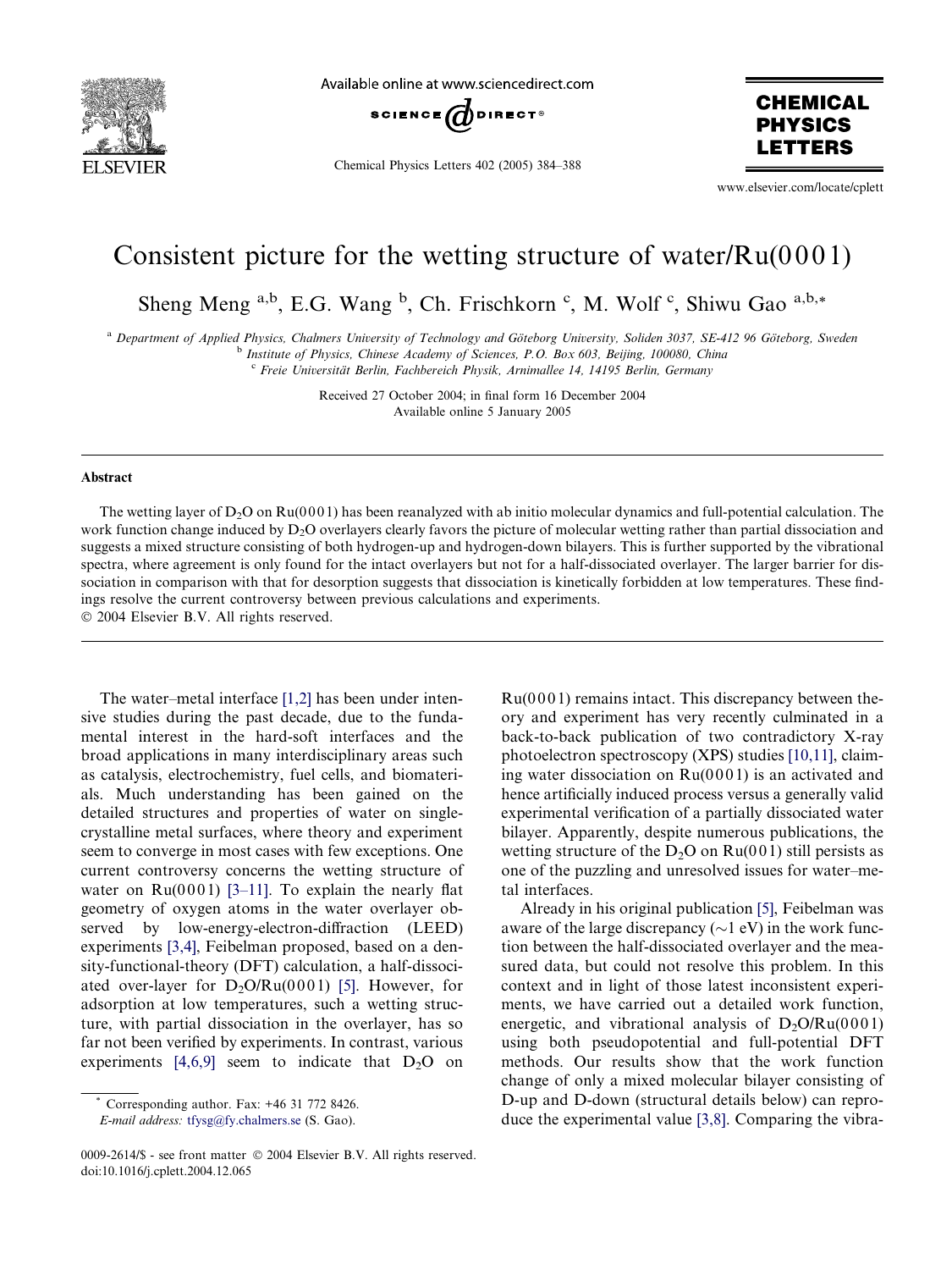# Consistent picture for the wetting structure of water/Ru(0001)

Sheng Meng [a,b], E.G. Wang [b], Ch. Frischkorn [c], M. Wolf [c], Shiwu Gao [a,b,*]

[a] *Department of Applied Physics, Chalmers University of Technology and Göteborg University, Soliden 3037, SE-412 96 Göteborg, Sweden*
[b] *Institute of Physics, Chinese Academy of Sciences, P.O. Box 603, Beijing, 100080, China*
[c] *Freie Universität Berlin, Fachbereich Physik, Arnimallee 14, 14195 Berlin, Germany*

Received 27 October 2004; in final form 16 December 2004
Available online 5 January 2005

## Abstract

The wetting layer of $D_2O$ on Ru(0001) has been reanalyzed with ab initio molecular dynamics and full-potential calculation. The work function change induced by $D_2O$ overlayers clearly favors the picture of molecular wetting rather than partial dissociation and suggests a mixed structure consisting of both hydrogen-up and hydrogen-down bilayers. This is further supported by the vibrational spectra, where agreement is only found for the intact overlayers but not for a half-dissociated overlayer. The larger barrier for dissociation in comparison with that for desorption suggests that dissociation is kinetically forbidden at low temperatures. These findings resolve the current controversy between previous calculations and experiments.
© 2004 Elsevier B.V. All rights reserved.

The water–metal interface [1,2] has been under intensive studies during the past decade, due to the fundamental interest in the hard-soft interfaces and the broad applications in many interdisciplinary areas such as catalysis, electrochemistry, fuel cells, and biomaterials. Much understanding has been gained on the detailed structures and properties of water on single-crystalline metal surfaces, where theory and experiment seem to converge in most cases with few exceptions. One current controversy concerns the wetting structure of water on Ru(0001) [3–11]. To explain the nearly flat geometry of oxygen atoms in the water overlayer observed by low-energy-electron-diffraction (LEED) experiments [3,4], Feibelman proposed, based on a density-functional-theory (DFT) calculation, a half-dissociated over-layer for $D_2O$/Ru(0001) [5]. However, for adsorption at low temperatures, such a wetting structure, with partial dissociation in the overlayer, has so far not been verified by experiments. In contrast, various experiments [4,6,9] seem to indicate that $D_2O$ on Ru(0001) remains intact. This discrepancy between theory and experiment has very recently culminated in a back-to-back publication of two contradictory X-ray photoelectron spectroscopy (XPS) studies [10,11], claiming water dissociation on Ru(0001) is an activated and hence artificially induced process versus a generally valid experimental verification of a partially dissociated water bilayer. Apparently, despite numerous publications, the wetting structure of the $D_2O$ on Ru(001) still persists as one of the puzzling and unresolved issues for water–metal interfaces.

Already in his original publication [5], Feibelman was aware of the large discrepancy (~1 eV) in the work function between the half-dissociated overlayer and the measured data, but could not resolve this problem. In this context and in light of those latest inconsistent experiments, we have carried out a detailed work function, energetic, and vibrational analysis of $D_2O$/Ru(0001) using both pseudopotential and full-potential DFT methods. Our results show that the work function change of only a mixed molecular bilayer consisting of D-up and D-down (structural details below) can reproduce the experimental value [3,8]. Comparing the vibra-

* Corresponding author. Fax: +46 31 772 8426.
*E-mail address:* tfysg@fy.chalmers.se (S. Gao).

0009-2614/$ - see front matter © 2004 Elsevier B.V. All rights reserved.
doi:10.1016/j.cplett.2004.12.065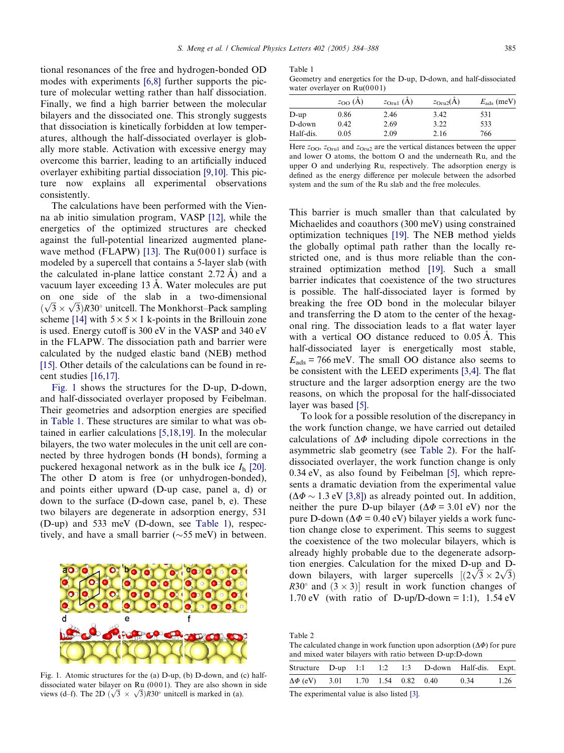tional resonances of the free and hydrogen-bonded OD modes with experiments [6,8] further supports the picture of molecular wetting rather than half dissociation. Finally, we find a high barrier between the molecular bilayers and the dissociated one. This strongly suggests that dissociation is kinetically forbidden at low temperatures, although the half-dissociated overlayer is globally more stable. Activation with excessive energy may overcome this barrier, leading to an artificially induced overlayer exhibiting partial dissociation [9,10]. This picture now explains all experimental observations consistently.

The calculations have been performed with the Vienna ab initio simulation program, VASP [12], while the energetics of the optimized structures are checked against the full-potential linearized augmented plane-wave method (FLAPW) [13]. The Ru(0001) surface is modeled by a supercell that contains a 5-layer slab (with the calculated in-plane lattice constant 2.72 Å) and a vacuum layer exceeding 13 Å. Water molecules are put on one side of the slab in a two-dimensional $(\sqrt{3}\times\sqrt{3})R30^\circ$ unitcell. The Monkhorst–Pack sampling scheme [14] with $5\times5\times1$ k-points in the Brillouin zone is used. Energy cutoff is 300 eV in the VASP and 340 eV in the FLAPW. The dissociation path and barrier were calculated by the nudged elastic band (NEB) method [15]. Other details of the calculations can be found in recent studies [16,17].

Fig. 1 shows the structures for the D-up, D-down, and half-dissociated overlayer proposed by Feibelman. Their geometries and adsorption energies are specified in Table 1. These structures are similar to what was obtained in earlier calculations [5,18,19]. In the molecular bilayers, the two water molecules in the unit cell are connected by three hydrogen bonds (H bonds), forming a puckered hexagonal network as in the bulk ice $I_h$ [20]. The other D atom is free (or unhydrogen-bonded), and points either upward (D-up case, panel a, d) or down to the surface (D-down case, panel b, e). These two bilayers are degenerate in adsorption energy, 531 (D-up) and 533 meV (D-down, see Table 1), respectively, and have a small barrier (~55 meV) in between.

Fig. 1. Atomic structures for the (a) D-up, (b) D-down, and (c) half-dissociated water bilayer on Ru (0001). They are also shown in side views (d–f). The 2D $(\sqrt{3}\times\sqrt{3})R30^\circ$ unitcell is marked in (a).

Table 1
Geometry and energetics for the D-up, D-down, and half-dissociated water overlayer on Ru(0001)

| | $z_{OO}$ (Å) | $z_{ORu1}$ (Å) | $z_{ORu2}$(Å) | $E_{ads}$ (meV) |
|---|---|---|---|---|
| D-up | 0.86 | 2.46 | 3.42 | 531 |
| D-down | 0.42 | 2.69 | 3.22 | 533 |
| Half-dis. | 0.05 | 2.09 | 2.16 | 766 |

Here $z_{OO}$, $z_{ORu1}$ and $z_{ORu2}$ are the vertical distances between the upper and lower O atoms, the bottom O and the underneath Ru, and the upper O and underlying Ru, respectively. The adsorption energy is defined as the energy difference per molecule between the adsorbed system and the sum of the Ru slab and the free molecules.

This barrier is much smaller than that calculated by Michaelides and coauthors (300 meV) using constrained optimization techniques [19]. The NEB method yields the globally optimal path rather than the locally restricted one, and is thus more reliable than the constrained optimization method [19]. Such a small barrier indicates that coexistence of the two structures is possible. The half-dissociated layer is formed by breaking the free OD bond in the molecular bilayer and transferring the D atom to the center of the hexagonal ring. The dissociation leads to a flat water layer with a vertical OO distance reduced to 0.05 Å. This half-dissociated layer is energetically most stable, $E_{ads}$ = 766 meV. The small OO distance also seems to be consistent with the LEED experiments [3,4]. The flat structure and the larger adsorption energy are the two reasons, on which the proposal for the half-dissociated layer was based [5].

To look for a possible resolution of the discrepancy in the work function change, we have carried out detailed calculations of $\Delta\Phi$ including dipole corrections in the asymmetric slab geometry (see Table 2). For the half-dissociated overlayer, the work function change is only 0.34 eV, as also found by Feibelman [5], which represents a dramatic deviation from the experimental value ($\Delta\Phi\sim1.3$ eV [3,8]) as already pointed out. In addition, neither the pure D-up bilayer ($\Delta\Phi$ = 3.01 eV) nor the pure D-down ($\Delta\Phi$ = 0.40 eV) bilayer yields a work function change close to experiment. This seems to suggest the coexistence of the two molecular bilayers, which is already highly probable due to the degenerate adsorption energies. Calculation for the mixed D-up and D-down bilayers, with larger supercells $[(2\sqrt{3}\times2\sqrt{3})R30^\circ$ and $(3\times3)]$ result in work function changes of 1.70 eV (with ratio of D-up/D-down = 1:1), 1.54 eV

Table 2
The calculated change in work function upon adsorption ($\Delta\Phi$) for pure and mixed water bilayers with ratio between D-up:D-down

| Structure | D-up | 1:1 | 1:2 | 1:3 | D-down | Half-dis. | Expt. |
|---|---|---|---|---|---|---|---|
| $\Delta\Phi$ (eV) | 3.01 | 1.70 | 1.54 | 0.82 | 0.40 | 0.34 | 1.26 |

The experimental value is also listed [3].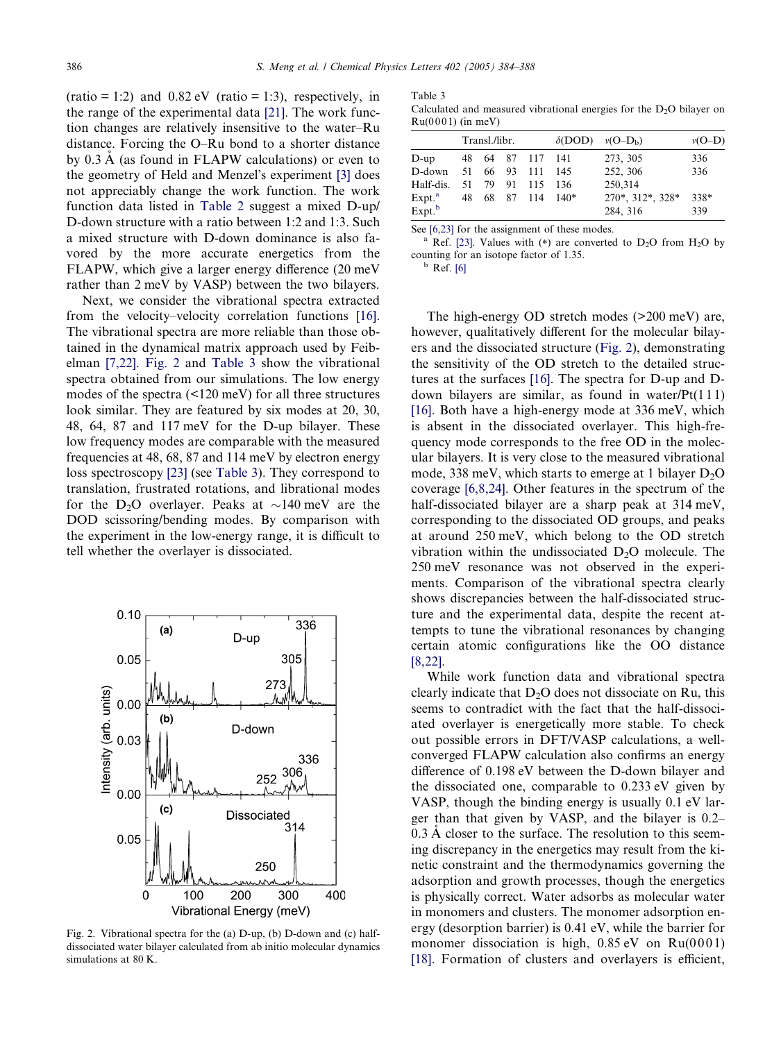(ratio = 1:2) and 0.82 eV (ratio = 1:3), respectively, in the range of the experimental data [21]. The work function changes are relatively insensitive to the water–Ru distance. Forcing the O–Ru bond to a shorter distance by 0.3 Å (as found in FLAPW calculations) or even to the geometry of Held and Menzel's experiment [3] does not appreciably change the work function. The work function data listed in Table 2 suggest a mixed D-up/D-down structure with a ratio between 1:2 and 1:3. Such a mixed structure with D-down dominance is also favored by the more accurate energetics from the FLAPW, which give a larger energy difference (20 meV rather than 2 meV by VASP) between the two bilayers.

Next, we consider the vibrational spectra extracted from the velocity–velocity correlation functions [16]. The vibrational spectra are more reliable than those obtained in the dynamical matrix approach used by Feibelman [7,22]. Fig. 2 and Table 3 show the vibrational spectra obtained from our simulations. The low energy modes of the spectra (<120 meV) for all three structures look similar. They are featured by six modes at 20, 30, 48, 64, 87 and 117 meV for the D-up bilayer. These low frequency modes are comparable with the measured frequencies at 48, 68, 87 and 114 meV by electron energy loss spectroscopy [23] (see Table 3). They correspond to translation, frustrated rotations, and librational modes for the $D_2O$ overlayer. Peaks at ~140 meV are the DOD scissoring/bending modes. By comparison with the experiment in the low-energy range, it is difficult to tell whether the overlayer is dissociated.

Fig. 2. Vibrational spectra for the (a) D-up, (b) D-down and (c) half-dissociated water bilayer calculated from ab initio molecular dynamics simulations at 80 K.

Table 3
Calculated and measured vibrational energies for the $D_2O$ bilayer on Ru(0001) (in meV)

| | Transl./libr. | | | | δ(DOD) | ν(O–D$_b$) | ν(O–D) |
|---|---|---|---|---|---|---|---|
| D-up | 48 | 64 | 87 | 117 | 141 | 273, 305 | 336 |
| D-down | 51 | 66 | 93 | 111 | 145 | 252, 306 | 336 |
| Half-dis. | 51 | 79 | 91 | 115 | 136 | 250,314 | |
| Expt.[a] | 48 | 68 | 87 | 114 | 140* | 270*, 312*, 328* | 338* |
| Expt.[b] | | | | | | 284, 316 | 339 |

See [6,23] for the assignment of these modes.
[a] Ref. [23]. Values with (*) are converted to $D_2O$ from $H_2O$ by counting for an isotope factor of 1.35.
[b] Ref. [6]

The high-energy OD stretch modes (>200 meV) are, however, qualitatively different for the molecular bilayers and the dissociated structure (Fig. 2), demonstrating the sensitivity of the OD stretch to the detailed structures at the surfaces [16]. The spectra for D-up and D-down bilayers are similar, as found in water/Pt(111) [16]. Both have a high-energy mode at 336 meV, which is absent in the dissociated overlayer. This high-frequency mode corresponds to the free OD in the molecular bilayers. It is very close to the measured vibrational mode, 338 meV, which starts to emerge at 1 bilayer $D_2O$ coverage [6,8,24]. Other features in the spectrum of the half-dissociated bilayer are a sharp peak at 314 meV, corresponding to the dissociated OD groups, and peaks at around 250 meV, which belong to the OD stretch vibration within the undissociated $D_2O$ molecule. The 250 meV resonance was not observed in the experiments. Comparison of the vibrational spectra clearly shows discrepancies between the half-dissociated structure and the experimental data, despite the recent attempts to tune the vibrational resonances by changing certain atomic configurations like the OO distance [8,22].

While work function data and vibrational spectra clearly indicate that $D_2O$ does not dissociate on Ru, this seems to contradict with the fact that the half-dissociated overlayer is energetically more stable. To check out possible errors in DFT/VASP calculations, a well-converged FLAPW calculation also confirms an energy difference of 0.198 eV between the D-down bilayer and the dissociated one, comparable to 0.233 eV given by VASP, though the binding energy is usually 0.1 eV larger than that given by VASP, and the bilayer is 0.2–0.3 Å closer to the surface. The resolution to this seeming discrepancy in the energetics may result from the kinetic constraint and the thermodynamics governing the adsorption and growth processes, though the energetics is physically correct. Water adsorbs as molecular water in monomers and clusters. The monomer adsorption energy (desorption barrier) is 0.41 eV, while the barrier for monomer dissociation is high, 0.85 eV on Ru(0001) [18]. Formation of clusters and overlayers is efficient,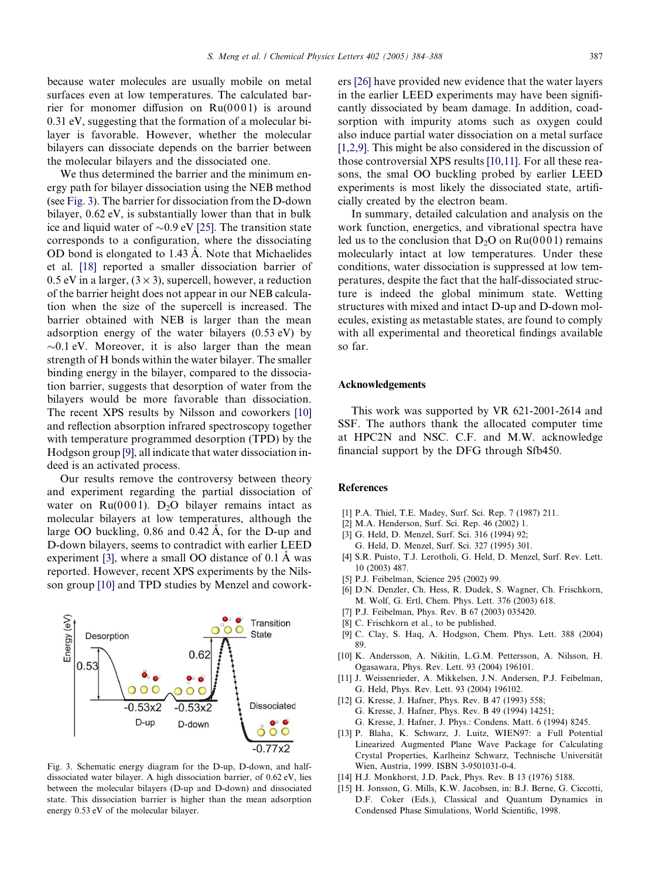because water molecules are usually mobile on metal surfaces even at low temperatures. The calculated barrier for monomer diffusion on Ru(0001) is around 0.31 eV, suggesting that the formation of a molecular bilayer is favorable. However, whether the molecular bilayers can dissociate depends on the barrier between the molecular bilayers and the dissociated one.

We thus determined the barrier and the minimum energy path for bilayer dissociation using the NEB method (see Fig. 3). The barrier for dissociation from the D-down bilayer, 0.62 eV, is substantially lower than that in bulk ice and liquid water of ~0.9 eV [25]. The transition state corresponds to a configuration, where the dissociating OD bond is elongated to 1.43 Å. Note that Michaelides et al. [18] reported a smaller dissociation barrier of 0.5 eV in a larger, (3 × 3), supercell, however, a reduction of the barrier height does not appear in our NEB calculation when the size of the supercell is increased. The barrier obtained with NEB is larger than the mean adsorption energy of the water bilayers (0.53 eV) by ~0.1 eV. Moreover, it is also larger than the mean strength of H bonds within the water bilayer. The smaller binding energy in the bilayer, compared to the dissociation barrier, suggests that desorption of water from the bilayers would be more favorable than dissociation. The recent XPS results by Nilsson and coworkers [10] and reflection absorption infrared spectroscopy together with temperature programmed desorption (TPD) by the Hodgson group [9], all indicate that water dissociation indeed is an activated process.

Our results remove the controversy between theory and experiment regarding the partial dissociation of water on Ru(0001). $D_2O$ bilayer remains intact as molecular bilayers at low temperatures, although the large OO buckling, 0.86 and 0.42 Å, for the D-up and D-down bilayers, seems to contradict with earlier LEED experiment [3], where a small OO distance of 0.1 Å was reported. However, recent XPS experiments by the Nilsson group [10] and TPD studies by Menzel and coworkers [26] have provided new evidence that the water layers in the earlier LEED experiments may have been significantly dissociated by beam damage. In addition, coadsorption with impurity atoms such as oxygen could also induce partial water dissociation on a metal surface [1,2,9]. This might be also considered in the discussion of those controversial XPS results [10,11]. For all these reasons, the smal OO buckling probed by earlier LEED experiments is most likely the dissociated state, artificially created by the electron beam.

Fig. 3. Schematic energy diagram for the D-up, D-down, and half-dissociated water bilayer. A high dissociation barrier, of 0.62 eV, lies between the molecular bilayers (D-up and D-down) and dissociated state. This dissociation barrier is higher than the mean adsorption energy 0.53 eV of the molecular bilayer.

In summary, detailed calculation and analysis on the work function, energetics, and vibrational spectra have led us to the conclusion that $D_2O$ on Ru(0001) remains molecularly intact at low temperatures. Under these conditions, water dissociation is suppressed at low temperatures, despite the fact that the half-dissociated structure is indeed the global minimum state. Wetting structures with mixed and intact D-up and D-down molecules, existing as metastable states, are found to comply with all experimental and theoretical findings available so far.

## Acknowledgements

This work was supported by VR 621-2001-2614 and SSF. The authors thank the allocated computer time at HPC2N and NSC. C.F. and M.W. acknowledge financial support by the DFG through Sfb450.

## References

[1] P.A. Thiel, T.E. Madey, Surf. Sci. Rep. 7 (1987) 211.
[2] M.A. Henderson, Surf. Sci. Rep. 46 (2002) 1.
[3] G. Held, D. Menzel, Surf. Sci. 316 (1994) 92; G. Held, D. Menzel, Surf. Sci. 327 (1995) 301.
[4] S.R. Puisto, T.J. Lerotholi, G. Held, D. Menzel, Surf. Rev. Lett. 10 (2003) 487.
[5] P.J. Feibelman, Science 295 (2002) 99.
[6] D.N. Denzler, Ch. Hess, R. Dudek, S. Wagner, Ch. Frischkorn, M. Wolf, G. Ertl, Chem. Phys. Lett. 376 (2003) 618.
[7] P.J. Feibelman, Phys. Rev. B 67 (2003) 035420.
[8] C. Frischkorn et al., to be published.
[9] C. Clay, S. Haq, A. Hodgson, Chem. Phys. Lett. 388 (2004) 89.
[10] K. Andersson, A. Nikitin, L.G.M. Pettersson, A. Nilsson, H. Ogasawara, Phys. Rev. Lett. 93 (2004) 196101.
[11] J. Weissenrieder, A. Mikkelsen, J.N. Andersen, P.J. Feibelman, G. Held, Phys. Rev. Lett. 93 (2004) 196102.
[12] G. Kresse, J. Hafner, Phys. Rev. B 47 (1993) 558; G. Kresse, J. Hafner, Phys. Rev. B 49 (1994) 14251; G. Kresse, J. Hafner, J. Phys.: Condens. Matt. 6 (1994) 8245.
[13] P. Blaha, K. Schwarz, J. Luitz, WIEN97: a Full Potential Linearized Augmented Plane Wave Package for Calculating Crystal Properties, Karlheinz Schwarz, Technische Universität Wien, Austria, 1999. ISBN 3-9501031-0-4.
[14] H.J. Monkhorst, J.D. Pack, Phys. Rev. B 13 (1976) 5188.
[15] H. Jonsson, G. Mills, K.W. Jacobsen, in: B.J. Berne, G. Ciccotti, D.F. Coker (Eds.), Classical and Quantum Dynamics in Condensed Phase Simulations, World Scientific, 1998.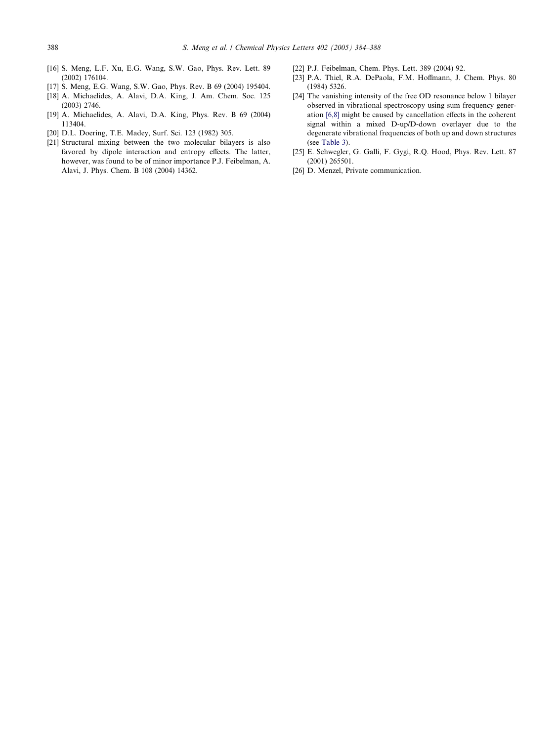[16] S. Meng, L.F. Xu, E.G. Wang, S.W. Gao, Phys. Rev. Lett. 89 (2002) 176104.

[17] S. Meng, E.G. Wang, S.W. Gao, Phys. Rev. B 69 (2004) 195404.

[18] A. Michaelides, A. Alavi, D.A. King, J. Am. Chem. Soc. 125 (2003) 2746.

[19] A. Michaelides, A. Alavi, D.A. King, Phys. Rev. B 69 (2004) 113404.

[20] D.L. Doering, T.E. Madey, Surf. Sci. 123 (1982) 305.

[21] Structural mixing between the two molecular bilayers is also favored by dipole interaction and entropy effects. The latter, however, was found to be of minor importance P.J. Feibelman, A. Alavi, J. Phys. Chem. B 108 (2004) 14362.

[22] P.J. Feibelman, Chem. Phys. Lett. 389 (2004) 92.

[23] P.A. Thiel, R.A. DePaola, F.M. Hoffmann, J. Chem. Phys. 80 (1984) 5326.

[24] The vanishing intensity of the free OD resonance below 1 bilayer observed in vibrational spectroscopy using sum frequency generation [6,8] might be caused by cancellation effects in the coherent signal within a mixed D-up/D-down overlayer due to the degenerate vibrational frequencies of both up and down structures (see Table 3).

[25] E. Schwegler, G. Galli, F. Gygi, R.Q. Hood, Phys. Rev. Lett. 87 (2001) 265501.

[26] D. Menzel, Private communication.